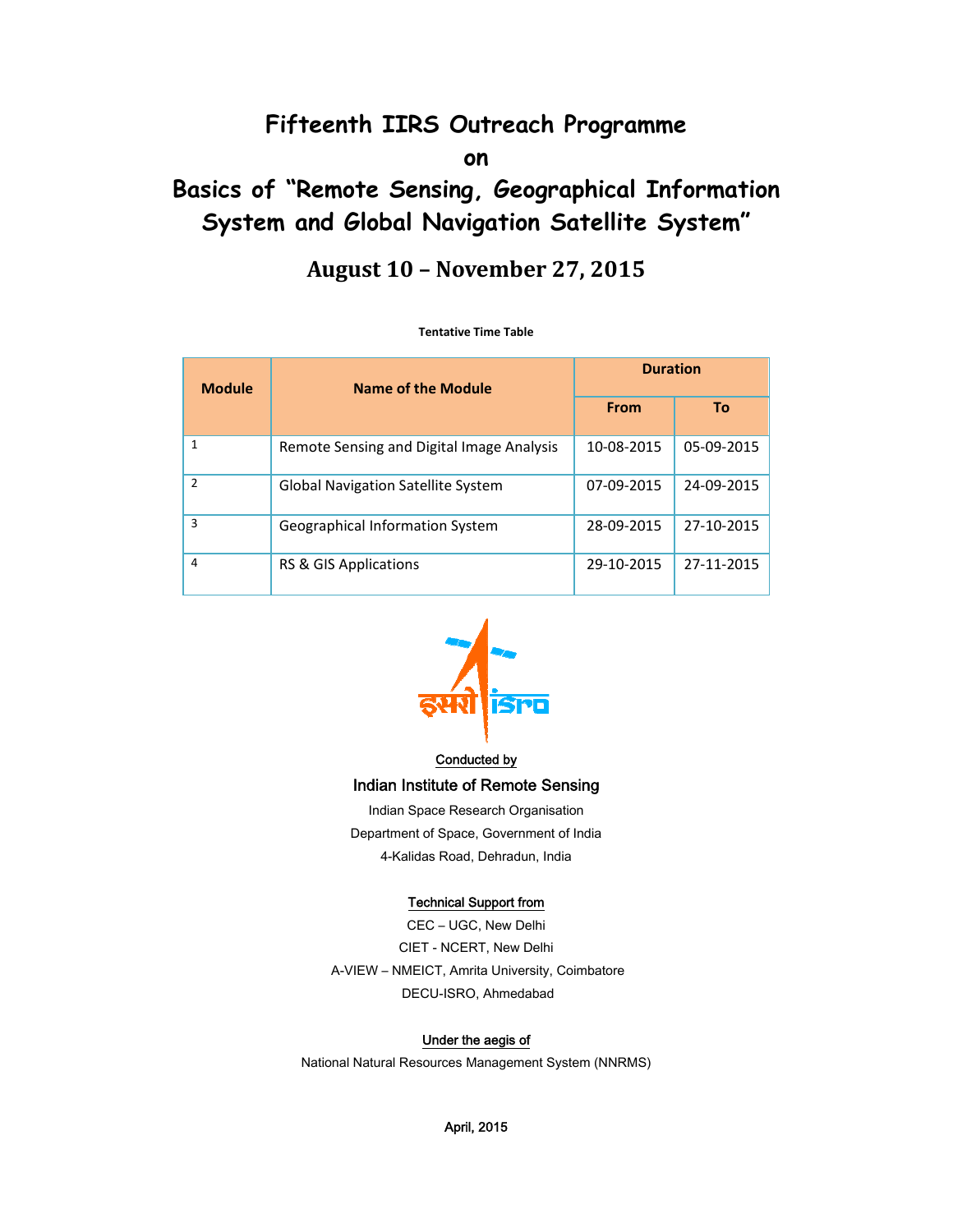# Fifteenth IIRS Outreach Programme

## on

# Basics of "Remote Sensing, Geographical Information System and Global Navigation Satellite System"

## August 10 – November 27, 2015

**Tentative Time Table**

| Module | Name of the Module | Duration | |
|---|---|---|---|
| | | From | To |
| 1 | Remote Sensing and Digital Image Analysis | 10-08-2015 | 05-09-2015 |
| 2 | Global Navigation Satellite System | 07-09-2015 | 24-09-2015 |
| 3 | Geographical Information System | 28-09-2015 | 27-10-2015 |
| 4 | RS & GIS Applications | 29-10-2015 | 27-11-2015 |

इसरो isro

Conducted by

Indian Institute of Remote Sensing

Indian Space Research Organisation

Department of Space, Government of India

4-Kalidas Road, Dehradun, India

Technical Support from

CEC – UGC, New Delhi

CIET - NCERT, New Delhi

A-VIEW – NMEICT, Amrita University, Coimbatore

DECU-ISRO, Ahmedabad

Under the aegis of

National Natural Resources Management System (NNRMS)

April, 2015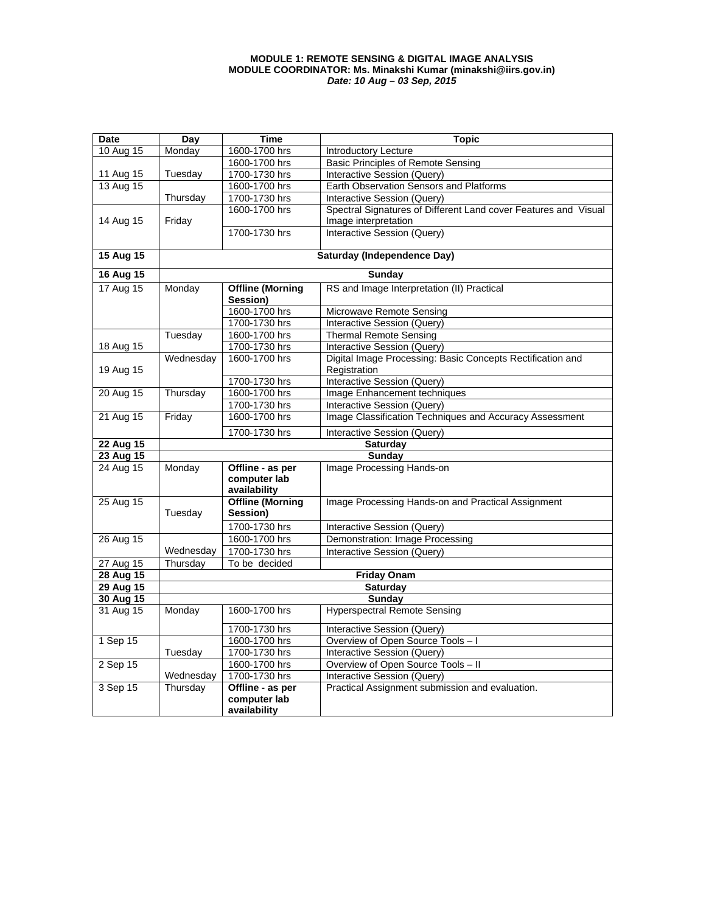**MODULE 1: REMOTE SENSING & DIGITAL IMAGE ANALYSIS**
**MODULE COORDINATOR: Ms. Minakshi Kumar (minakshi@iirs.gov.in)**
***Date: 10 Aug – 03 Sep, 2015***

| Date | Day | Time | Topic |
|---|---|---|---|
| 10 Aug 15 | Monday | 1600-1700 hrs | Introductory Lecture |
| 11 Aug 15 | Tuesday | 1600-1700 hrs | Basic Principles of Remote Sensing |
| | | 1700-1730 hrs | Interactive Session (Query) |
| 13 Aug 15 | Thursday | 1600-1700 hrs | Earth Observation Sensors and Platforms |
| | | 1700-1730 hrs | Interactive Session (Query) |
| 14 Aug 15 | Friday | 1600-1700 hrs | Spectral Signatures of Different Land cover Features and Visual Image interpretation |
| | | 1700-1730 hrs | Interactive Session (Query) |
| **15 Aug 15** | **Saturday (Independence Day)** | | |
| **16 Aug 15** | **Sunday** | | |
| 17 Aug 15 | Monday | **Offline (Morning Session)** | RS and Image Interpretation (II) Practical |
| | | 1600-1700 hrs | Microwave Remote Sensing |
| | | 1700-1730 hrs | Interactive Session (Query) |
| 18 Aug 15 | Tuesday | 1600-1700 hrs | Thermal Remote Sensing |
| | | 1700-1730 hrs | Interactive Session (Query) |
| 19 Aug 15 | Wednesday | 1600-1700 hrs | Digital Image Processing: Basic Concepts Rectification and Registration |
| | | 1700-1730 hrs | Interactive Session (Query) |
| 20 Aug 15 | Thursday | 1600-1700 hrs | Image Enhancement techniques |
| | | 1700-1730 hrs | Interactive Session (Query) |
| 21 Aug 15 | Friday | 1600-1700 hrs | Image Classification Techniques and Accuracy Assessment |
| | | 1700-1730 hrs | Interactive Session (Query) |
| **22 Aug 15** | **Saturday** | | |
| **23 Aug 15** | **Sunday** | | |
| 24 Aug 15 | Monday | **Offline - as per computer lab availability** | Image Processing Hands-on |
| 25 Aug 15 | Tuesday | **Offline (Morning Session)** | Image Processing Hands-on and Practical Assignment |
| | | 1700-1730 hrs | Interactive Session (Query) |
| 26 Aug 15 | Wednesday | 1600-1700 hrs | Demonstration: Image Processing |
| | | 1700-1730 hrs | Interactive Session (Query) |
| 27 Aug 15 | Thursday | To be decided | |
| **28 Aug 15** | **Friday Onam** | | |
| **29 Aug 15** | **Saturday** | | |
| **30 Aug 15** | **Sunday** | | |
| 31 Aug 15 | Monday | 1600-1700 hrs | Hyperspectral Remote Sensing |
| | | 1700-1730 hrs | Interactive Session (Query) |
| 1 Sep 15 | Tuesday | 1600-1700 hrs | Overview of Open Source Tools – I |
| | | 1700-1730 hrs | Interactive Session (Query) |
| 2 Sep 15 | Wednesday | 1600-1700 hrs | Overview of Open Source Tools – II |
| | | 1700-1730 hrs | Interactive Session (Query) |
| 3 Sep 15 | Thursday | **Offline - as per computer lab availability** | Practical Assignment submission and evaluation. |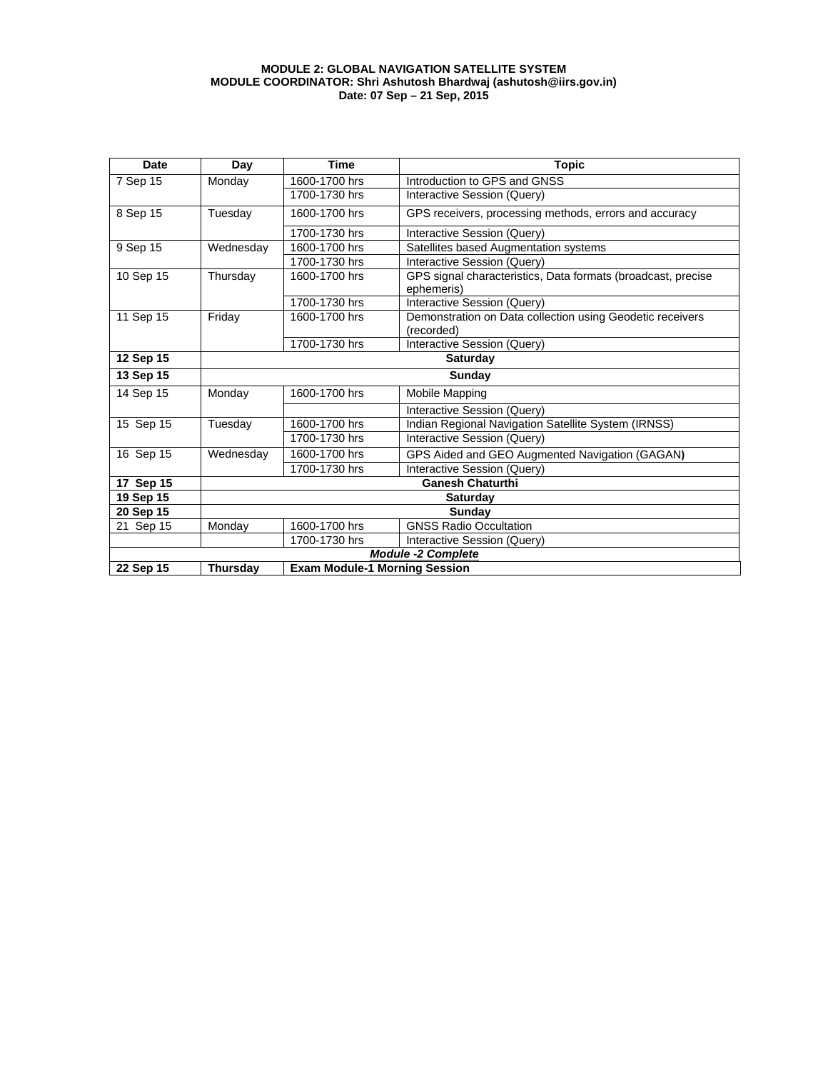**MODULE 2: GLOBAL NAVIGATION SATELLITE SYSTEM**
**MODULE COORDINATOR: Shri Ashutosh Bhardwaj (ashutosh@iirs.gov.in)**
**Date: 07 Sep – 21 Sep, 2015**

| Date | Day | Time | Topic |
|---|---|---|---|
| 7 Sep 15 | Monday | 1600-1700 hrs | Introduction to GPS and GNSS |
| | | 1700-1730 hrs | Interactive Session (Query) |
| 8 Sep 15 | Tuesday | 1600-1700 hrs | GPS receivers, processing methods, errors and accuracy |
| | | 1700-1730 hrs | Interactive Session (Query) |
| 9 Sep 15 | Wednesday | 1600-1700 hrs | Satellites based Augmentation systems |
| | | 1700-1730 hrs | Interactive Session (Query) |
| 10 Sep 15 | Thursday | 1600-1700 hrs | GPS signal characteristics, Data formats (broadcast, precise ephemeris) |
| | | 1700-1730 hrs | Interactive Session (Query) |
| 11 Sep 15 | Friday | 1600-1700 hrs | Demonstration on Data collection using Geodetic receivers (recorded) |
| | | 1700-1730 hrs | Interactive Session (Query) |
| **12 Sep 15** | **Saturday** | | |
| **13 Sep 15** | **Sunday** | | |
| 14 Sep 15 | Monday | 1600-1700 hrs | Mobile Mapping |
| | | | Interactive Session (Query) |
| 15 Sep 15 | Tuesday | 1600-1700 hrs | Indian Regional Navigation Satellite System (IRNSS) |
| | | 1700-1730 hrs | Interactive Session (Query) |
| 16 Sep 15 | Wednesday | 1600-1700 hrs | GPS Aided and GEO Augmented Navigation (GAGAN**)** |
| | | 1700-1730 hrs | Interactive Session (Query) |
| **17 Sep 15** | **Ganesh Chaturthi** | | |
| **19 Sep 15** | **Saturday** | | |
| **20 Sep 15** | **Sunday** | | |
| 21 Sep 15 | Monday | 1600-1700 hrs | GNSS Radio Occultation |
| | | 1700-1730 hrs | Interactive Session (Query) |
| ***Module -2 Complete*** | | | |
| **22 Sep 15** | **Thursday** | **Exam Module-1 Morning Session** | |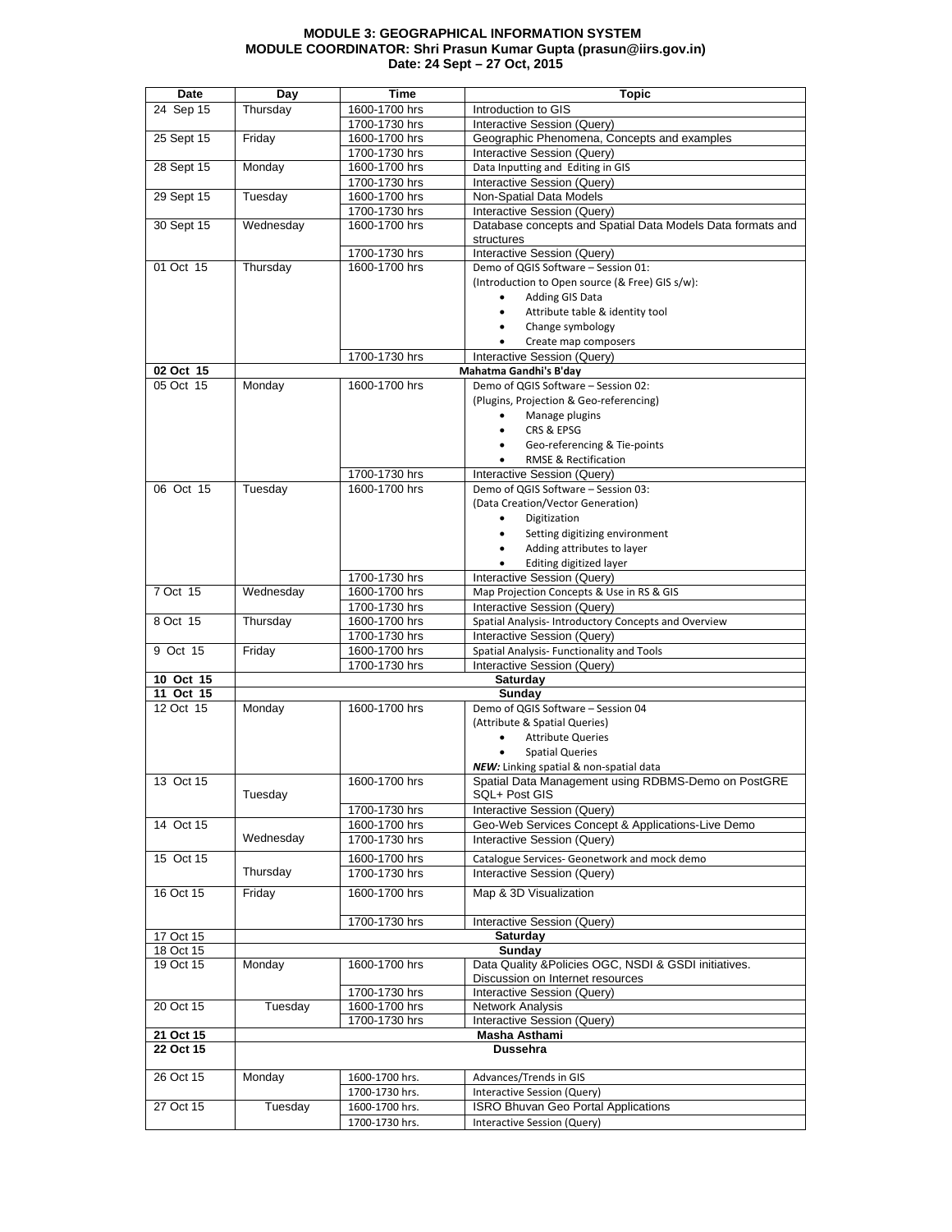**MODULE 3: GEOGRAPHICAL INFORMATION SYSTEM**
**MODULE COORDINATOR: Shri Prasun Kumar Gupta (prasun@iirs.gov.in)**
**Date: 24 Sept – 27 Oct, 2015**

| Date | Day | Time | Topic |
|---|---|---|---|
| 24 Sep 15 | Thursday | 1600-1700 hrs | Introduction to GIS |
| | | 1700-1730 hrs | Interactive Session (Query) |
| 25 Sept 15 | Friday | 1600-1700 hrs | Geographic Phenomena, Concepts and examples |
| | | 1700-1730 hrs | Interactive Session (Query) |
| 28 Sept 15 | Monday | 1600-1700 hrs | Data Inputting and Editing in GIS |
| | | 1700-1730 hrs | Interactive Session (Query) |
| 29 Sept 15 | Tuesday | 1600-1700 hrs | Non-Spatial Data Models |
| | | 1700-1730 hrs | Interactive Session (Query) |
| 30 Sept 15 | Wednesday | 1600-1700 hrs | Database concepts and Spatial Data Models Data formats and structures |
| | | 1700-1730 hrs | Interactive Session (Query) |
| 01 Oct 15 | Thursday | 1600-1700 hrs | Demo of QGIS Software – Session 01: (Introduction to Open source (& Free) GIS s/w): • Adding GIS Data • Attribute table & identity tool • Change symbology • Create map composers |
| | | 1700-1730 hrs | Interactive Session (Query) |
| **02 Oct 15** | **Mahatma Gandhi's B'day** | | |
| 05 Oct 15 | Monday | 1600-1700 hrs | Demo of QGIS Software – Session 02: (Plugins, Projection & Geo-referencing) • Manage plugins • CRS & EPSG • Geo-referencing & Tie-points • RMSE & Rectification |
| | | 1700-1730 hrs | Interactive Session (Query) |
| 06 Oct 15 | Tuesday | 1600-1700 hrs | Demo of QGIS Software – Session 03: (Data Creation/Vector Generation) • Digitization • Setting digitizing environment • Adding attributes to layer • Editing digitized layer |
| | | 1700-1730 hrs | Interactive Session (Query) |
| 7 Oct 15 | Wednesday | 1600-1700 hrs | Map Projection Concepts & Use in RS & GIS |
| | | 1700-1730 hrs | Interactive Session (Query) |
| 8 Oct 15 | Thursday | 1600-1700 hrs | Spatial Analysis- Introductory Concepts and Overview |
| | | 1700-1730 hrs | Interactive Session (Query) |
| 9 Oct 15 | Friday | 1600-1700 hrs | Spatial Analysis- Functionality and Tools |
| | | 1700-1730 hrs | Interactive Session (Query) |
| **10 Oct 15** | **Saturday** | | |
| **11 Oct 15** | **Sunday** | | |
| 12 Oct 15 | Monday | 1600-1700 hrs | Demo of QGIS Software – Session 04 (Attribute & Spatial Queries) • Attribute Queries • Spatial Queries ***NEW:*** Linking spatial & non-spatial data |
| 13 Oct 15 | Tuesday | 1600-1700 hrs | Spatial Data Management using RDBMS-Demo on PostGRE SQL+ Post GIS |
| | | 1700-1730 hrs | Interactive Session (Query) |
| 14 Oct 15 | Wednesday | 1600-1700 hrs | Geo-Web Services Concept & Applications-Live Demo |
| | | 1700-1730 hrs | Interactive Session (Query) |
| 15 Oct 15 | Thursday | 1600-1700 hrs | Catalogue Services- Geonetwork and mock demo |
| | | 1700-1730 hrs | Interactive Session (Query) |
| 16 Oct 15 | Friday | 1600-1700 hrs | Map & 3D Visualization |
| | | 1700-1730 hrs | Interactive Session (Query) |
| 17 Oct 15 | **Saturday** | | |
| 18 Oct 15 | **Sunday** | | |
| 19 Oct 15 | Monday | 1600-1700 hrs | Data Quality &Policies OGC, NSDI & GSDI initiatives. Discussion on Internet resources |
| | | 1700-1730 hrs | Interactive Session (Query) |
| 20 Oct 15 | Tuesday | 1600-1700 hrs | Network Analysis |
| | | 1700-1730 hrs | Interactive Session (Query) |
| **21 Oct 15** | **Masha Asthami** | | |
| **22 Oct 15** | **Dussehra** | | |
| 26 Oct 15 | Monday | 1600-1700 hrs. | Advances/Trends in GIS |
| | | 1700-1730 hrs. | Interactive Session (Query) |
| 27 Oct 15 | Tuesday | 1600-1700 hrs. | ISRO Bhuvan Geo Portal Applications |
| | | 1700-1730 hrs. | Interactive Session (Query) |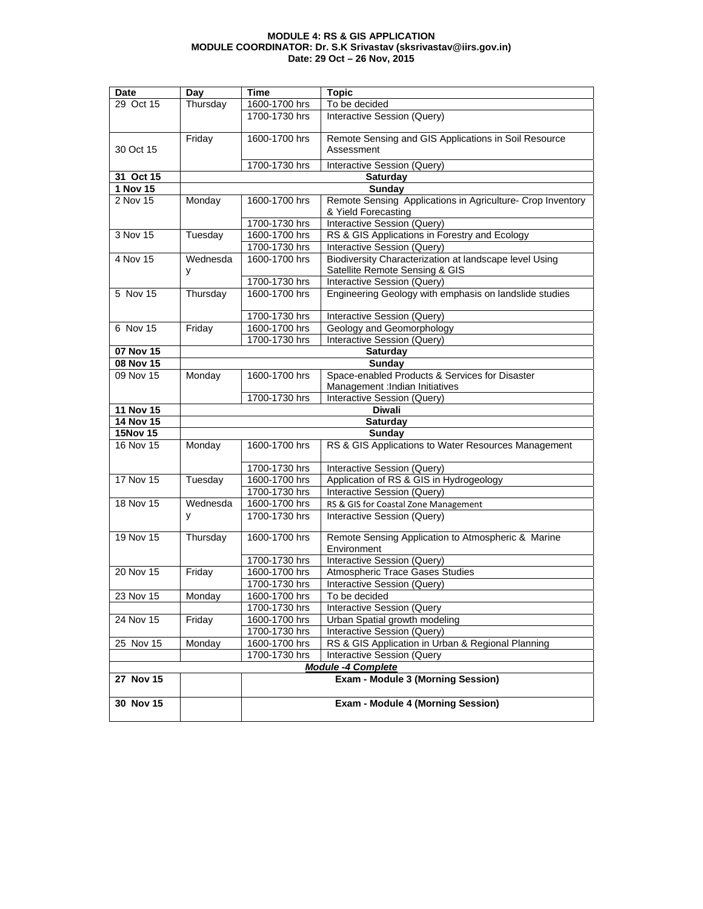**MODULE 4: RS & GIS APPLICATION**
**MODULE COORDINATOR: Dr. S.K Srivastav (sksrivastav@iirs.gov.in)**
**Date: 29 Oct – 26 Nov, 2015**

| Date | Day | Time | Topic |
|---|---|---|---|
| 29 Oct 15 | Thursday | 1600-1700 hrs | To be decided |
| | | 1700-1730 hrs | Interactive Session (Query) |
| 30 Oct 15 | Friday | 1600-1700 hrs | Remote Sensing and GIS Applications in Soil Resource Assessment |
| | | 1700-1730 hrs | Interactive Session (Query) |
| **31 Oct 15** | **Saturday** | | |
| **1 Nov 15** | **Sunday** | | |
| 2 Nov 15 | Monday | 1600-1700 hrs | Remote Sensing Applications in Agriculture- Crop Inventory & Yield Forecasting |
| | | 1700-1730 hrs | Interactive Session (Query) |
| 3 Nov 15 | Tuesday | 1600-1700 hrs | RS & GIS Applications in Forestry and Ecology |
| | | 1700-1730 hrs | Interactive Session (Query) |
| 4 Nov 15 | Wednesday | 1600-1700 hrs | Biodiversity Characterization at landscape level Using Satellite Remote Sensing & GIS |
| | | 1700-1730 hrs | Interactive Session (Query) |
| 5 Nov 15 | Thursday | 1600-1700 hrs | Engineering Geology with emphasis on landslide studies |
| | | 1700-1730 hrs | Interactive Session (Query) |
| 6 Nov 15 | Friday | 1600-1700 hrs | Geology and Geomorphology |
| | | 1700-1730 hrs | Interactive Session (Query) |
| **07 Nov 15** | **Saturday** | | |
| **08 Nov 15** | **Sunday** | | |
| 09 Nov 15 | Monday | 1600-1700 hrs | Space-enabled Products & Services for Disaster Management :Indian Initiatives |
| | | 1700-1730 hrs | Interactive Session (Query) |
| **11 Nov 15** | **Diwali** | | |
| **14 Nov 15** | **Saturday** | | |
| **15Nov 15** | **Sunday** | | |
| 16 Nov 15 | Monday | 1600-1700 hrs | RS & GIS Applications to Water Resources Management |
| | | 1700-1730 hrs | Interactive Session (Query) |
| 17 Nov 15 | Tuesday | 1600-1700 hrs | Application of RS & GIS in Hydrogeology |
| | | 1700-1730 hrs | Interactive Session (Query) |
| 18 Nov 15 | Wednesday | 1600-1700 hrs | RS & GIS for Coastal Zone Management |
| | | 1700-1730 hrs | Interactive Session (Query) |
| 19 Nov 15 | Thursday | 1600-1700 hrs | Remote Sensing Application to Atmospheric & Marine Environment |
| | | 1700-1730 hrs | Interactive Session (Query) |
| 20 Nov 15 | Friday | 1600-1700 hrs | Atmospheric Trace Gases Studies |
| | | 1700-1730 hrs | Interactive Session (Query) |
| 23 Nov 15 | Monday | 1600-1700 hrs | To be decided |
| | | 1700-1730 hrs | Interactive Session (Query |
| 24 Nov 15 | Friday | 1600-1700 hrs | Urban Spatial growth modeling |
| | | 1700-1730 hrs | Interactive Session (Query) |
| 25 Nov 15 | Monday | 1600-1700 hrs | RS & GIS Application in Urban & Regional Planning |
| | | 1700-1730 hrs | Interactive Session (Query |
| ***Module -4 Complete*** | | | |
| **27 Nov 15** | | **Exam - Module 3 (Morning Session)** | |
| **30 Nov 15** | | **Exam - Module 4 (Morning Session)** | |